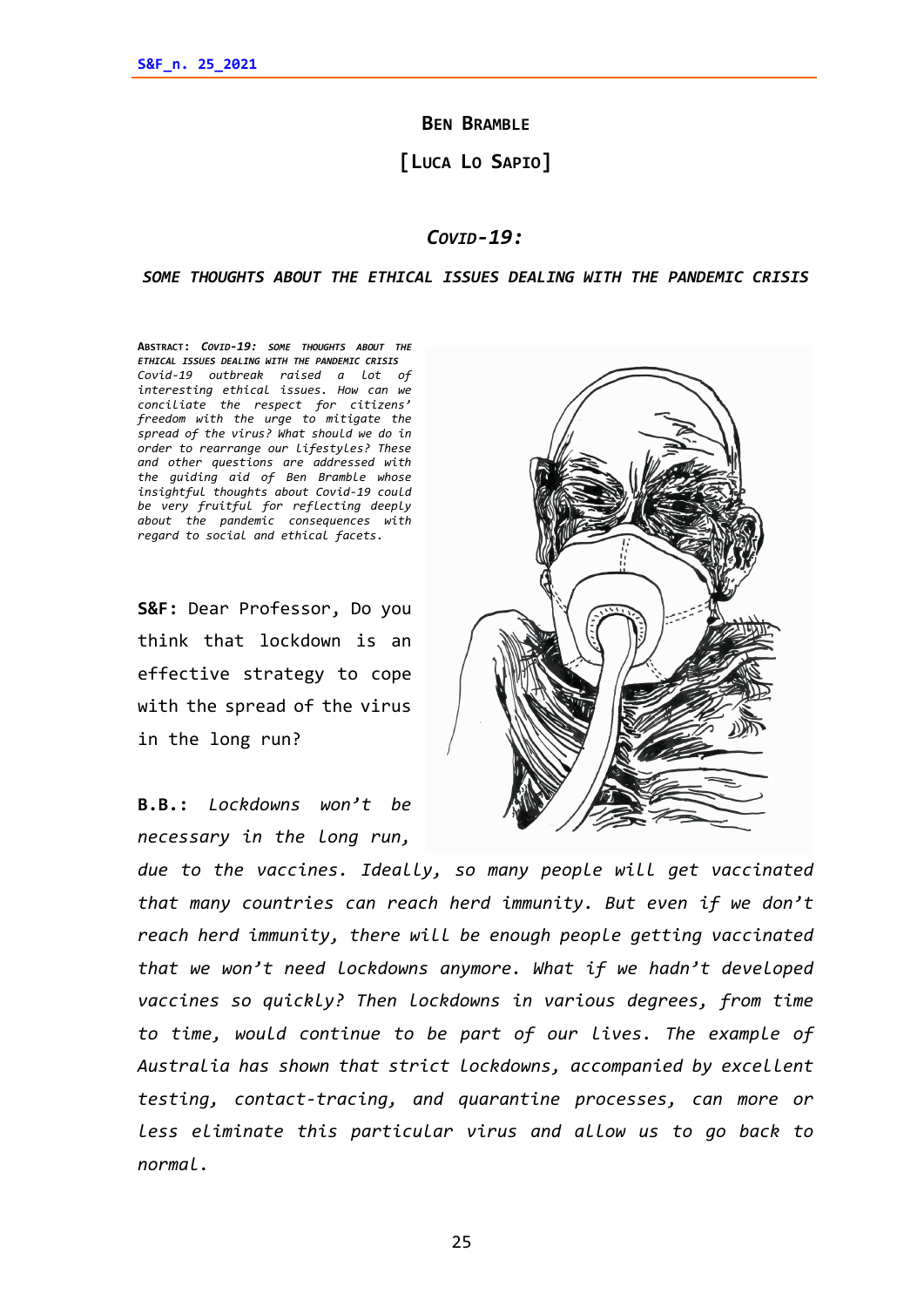**BEN BRAMBLE**

**[LUCA LO SAPIO]**

# *COVID-19:*

## *SOME THOUGHTS ABOUT THE ETHICAL ISSUES DEALING WITH THE PANDEMIC CRISIS*

**ABSTRACT:** ***COVID-19: SOME THOUGHTS ABOUT THE ETHICAL ISSUES DEALING WITH THE PANDEMIC CRISIS***
*Covid-19 outbreak raised a lot of interesting ethical issues. How can we conciliate the respect for citizens' freedom with the urge to mitigate the spread of the virus? What should we do in order to rearrange our lifestyles? These and other questions are addressed with the guiding aid of Ben Bramble whose insightful thoughts about Covid-19 could be very fruitful for reflecting deeply about the pandemic consequences with regard to social and ethical facets.*

**S&F:** Dear Professor, Do you think that lockdown is an effective strategy to cope with the spread of the virus in the long run?

**B.B.:** *Lockdowns won't be necessary in the long run, due to the vaccines. Ideally, so many people will get vaccinated that many countries can reach herd immunity. But even if we don't reach herd immunity, there will be enough people getting vaccinated that we won't need lockdowns anymore. What if we hadn't developed vaccines so quickly? Then lockdowns in various degrees, from time to time, would continue to be part of our lives. The example of Australia has shown that strict lockdowns, accompanied by excellent testing, contact-tracing, and quarantine processes, can more or less eliminate this particular virus and allow us to go back to normal.*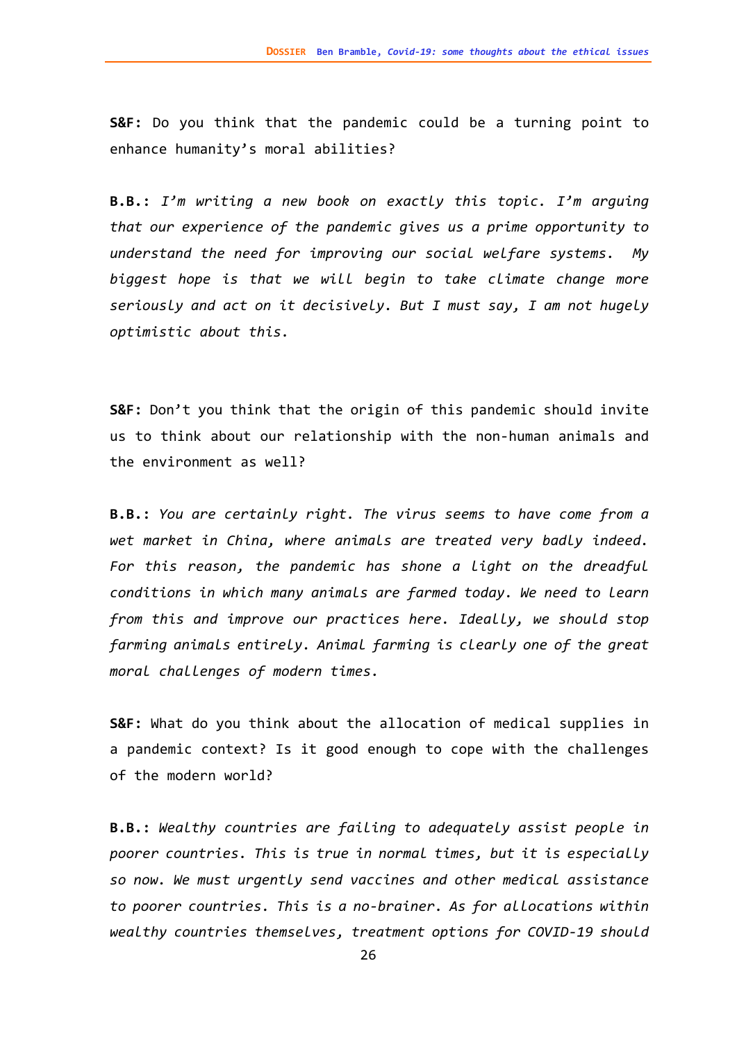**S&F:** Do you think that the pandemic could be a turning point to enhance humanity's moral abilities?

**B.B.:** *I'm writing a new book on exactly this topic. I'm arguing that our experience of the pandemic gives us a prime opportunity to understand the need for improving our social welfare systems. My biggest hope is that we will begin to take climate change more seriously and act on it decisively. But I must say, I am not hugely optimistic about this.*

**S&F:** Don't you think that the origin of this pandemic should invite us to think about our relationship with the non-human animals and the environment as well?

**B.B.:** *You are certainly right. The virus seems to have come from a wet market in China, where animals are treated very badly indeed. For this reason, the pandemic has shone a light on the dreadful conditions in which many animals are farmed today. We need to learn from this and improve our practices here. Ideally, we should stop farming animals entirely. Animal farming is clearly one of the great moral challenges of modern times.*

**S&F:** What do you think about the allocation of medical supplies in a pandemic context? Is it good enough to cope with the challenges of the modern world?

**B.B.:** *Wealthy countries are failing to adequately assist people in poorer countries. This is true in normal times, but it is especially so now. We must urgently send vaccines and other medical assistance to poorer countries. This is a no-brainer. As for allocations within wealthy countries themselves, treatment options for COVID-19 should*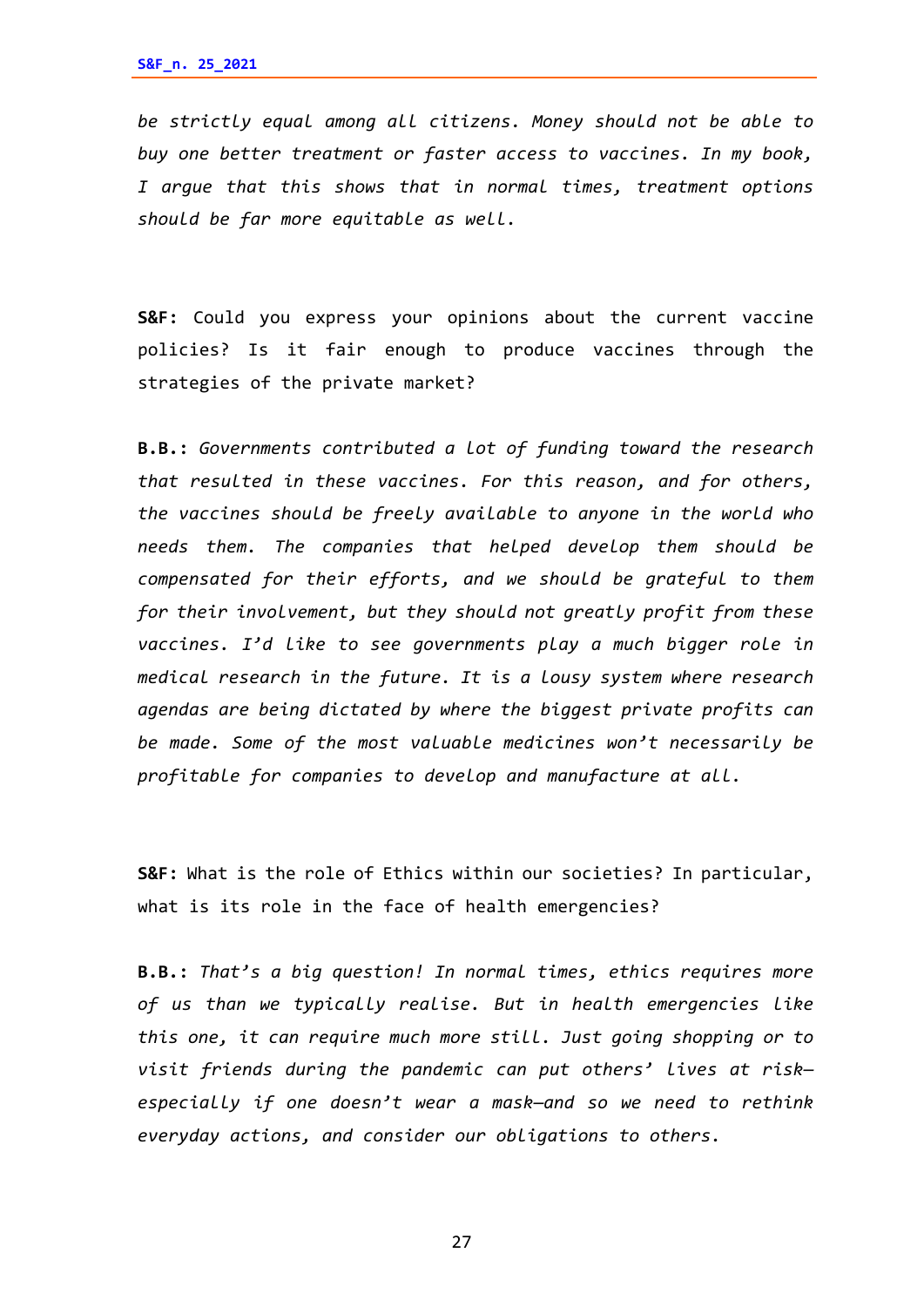*be strictly equal among all citizens. Money should not be able to buy one better treatment or faster access to vaccines. In my book, I argue that this shows that in normal times, treatment options should be far more equitable as well.*

**S&F:** Could you express your opinions about the current vaccine policies? Is it fair enough to produce vaccines through the strategies of the private market?

**B.B.:** *Governments contributed a lot of funding toward the research that resulted in these vaccines. For this reason, and for others, the vaccines should be freely available to anyone in the world who needs them. The companies that helped develop them should be compensated for their efforts, and we should be grateful to them for their involvement, but they should not greatly profit from these vaccines. I'd like to see governments play a much bigger role in medical research in the future. It is a lousy system where research agendas are being dictated by where the biggest private profits can be made. Some of the most valuable medicines won't necessarily be profitable for companies to develop and manufacture at all.*

**S&F:** What is the role of Ethics within our societies? In particular, what is its role in the face of health emergencies?

**B.B.:** *That's a big question! In normal times, ethics requires more of us than we typically realise. But in health emergencies like this one, it can require much more still. Just going shopping or to visit friends during the pandemic can put others' lives at risk—especially if one doesn't wear a mask—and so we need to rethink everyday actions, and consider our obligations to others.*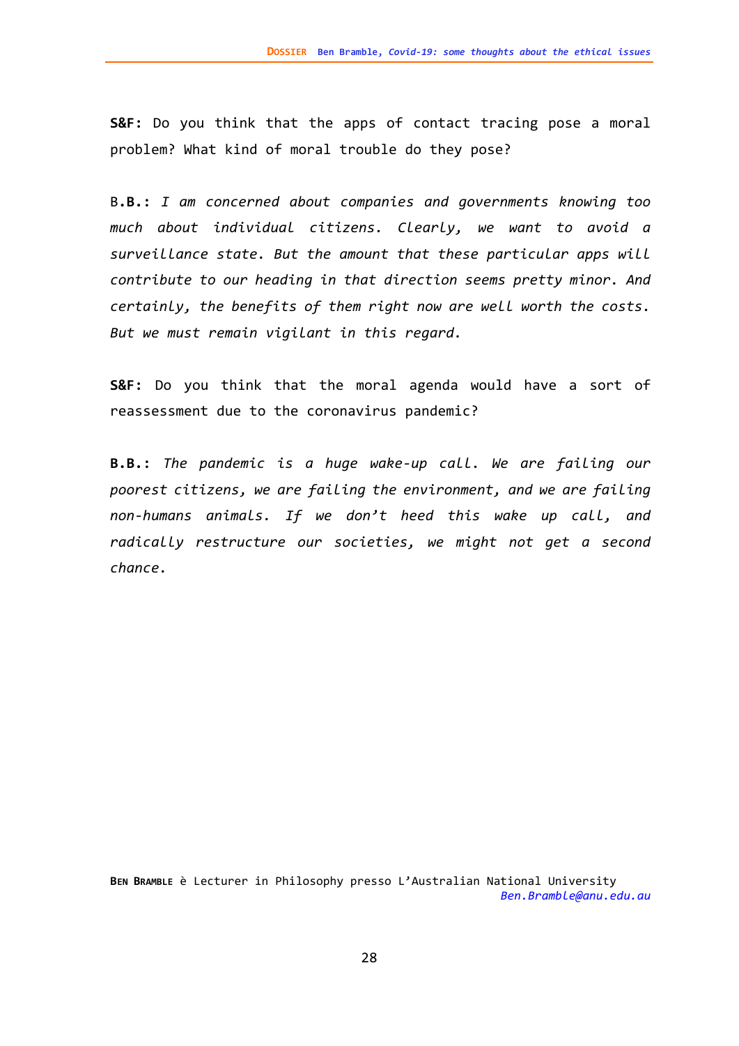**S&F:** Do you think that the apps of contact tracing pose a moral problem? What kind of moral trouble do they pose?

**B.B.:** *I am concerned about companies and governments knowing too much about individual citizens. Clearly, we want to avoid a surveillance state. But the amount that these particular apps will contribute to our heading in that direction seems pretty minor. And certainly, the benefits of them right now are well worth the costs. But we must remain vigilant in this regard.*

**S&F:** Do you think that the moral agenda would have a sort of reassessment due to the coronavirus pandemic?

**B.B.:** *The pandemic is a huge wake-up call. We are failing our poorest citizens, we are failing the environment, and we are failing non-humans animals. If we don't heed this wake up call, and radically restructure our societies, we might not get a second chance.*

**Ben Bramble** è Lecturer in Philosophy presso L'Australian National University
*Ben.Bramble@anu.edu.au*